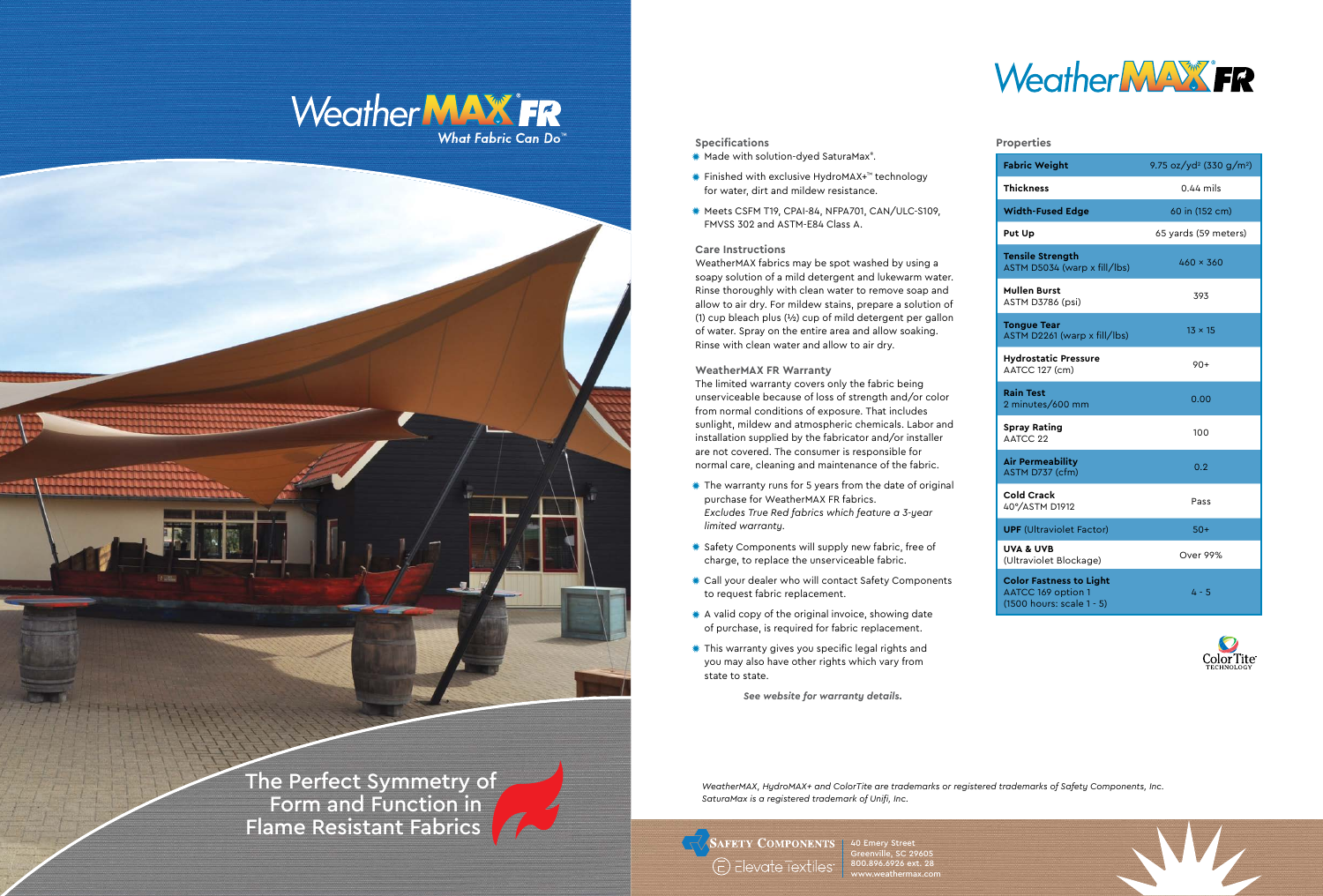# WeatherMAX® FR

*What Fabric Can Do™*

The Perfect Symmetry of Form and Function in Flame Resistant Fabrics

## WeatherMAX® FR

### Specifications

- Made with solution-dyed SaturaMax®.
- Finished with exclusive HydroMAX+™ technology for water, dirt and mildew resistance.
- Meets CSFM T19, CPAI-84, NFPA701, CAN/ULC-S109, FMVSS 302 and ASTM-E84 Class A.

### Care Instructions

WeatherMAX fabrics may be spot washed by using a soapy solution of a mild detergent and lukewarm water. Rinse thoroughly with clean water to remove soap and allow to air dry. For mildew stains, prepare a solution of (1) cup bleach plus (½) cup of mild detergent per gallon of water. Spray on the entire area and allow soaking. Rinse with clean water and allow to air dry.

### WeatherMAX FR Warranty

The limited warranty covers only the fabric being unserviceable because of loss of strength and/or color from normal conditions of exposure. That includes sunlight, mildew and atmospheric chemicals. Labor and installation supplied by the fabricator and/or installer are not covered. The consumer is responsible for normal care, cleaning and maintenance of the fabric.

- The warranty runs for 5 years from the date of original purchase for WeatherMAX FR fabrics. *Excludes True Red fabrics which feature a 3-year limited warranty.*
- Safety Components will supply new fabric, free of charge, to replace the unserviceable fabric.
- Call your dealer who will contact Safety Components to request fabric replacement.
- A valid copy of the original invoice, showing date of purchase, is required for fabric replacement.
- This warranty gives you specific legal rights and you may also have other rights which vary from state to state.

***See website for warranty details.***

### Properties

| Property | Value |
|---|---|
| **Fabric Weight** | 9.75 oz/yd² (330 g/m²) |
| **Thickness** | 0.44 mils |
| **Width-Fused Edge** | 60 in (152 cm) |
| **Put Up** | 65 yards (59 meters) |
| **Tensile Strength** ASTM D5034 (warp x fill/lbs) | 460 × 360 |
| **Mullen Burst** ASTM D3786 (psi) | 393 |
| **Tongue Tear** ASTM D2261 (warp x fill/lbs) | 13 × 15 |
| **Hydrostatic Pressure** AATCC 127 (cm) | 90+ |
| **Rain Test** 2 minutes/600 mm | 0.00 |
| **Spray Rating** AATCC 22 | 100 |
| **Air Permeability** ASTM D737 (cfm) | 0.2 |
| **Cold Crack** 40°/ASTM D1912 | Pass |
| **UPF** (Ultraviolet Factor) | 50+ |
| **UVA & UVB** (Ultraviolet Blockage) | Over 99% |
| **Color Fastness to Light** AATCC 169 option 1 (1500 hours: scale 1 - 5) | 4 - 5 |

ColorTite® TECHNOLOGY

*WeatherMAX, HydroMAX+ and ColorTite are trademarks or registered trademarks of Safety Components, Inc. SaturaMax is a registered trademark of Unifi, Inc.*

Safety Components | Elevate Textiles™

40 Emery Street
Greenville, SC 29605
800.896.6926 ext. 28
www.weathermax.com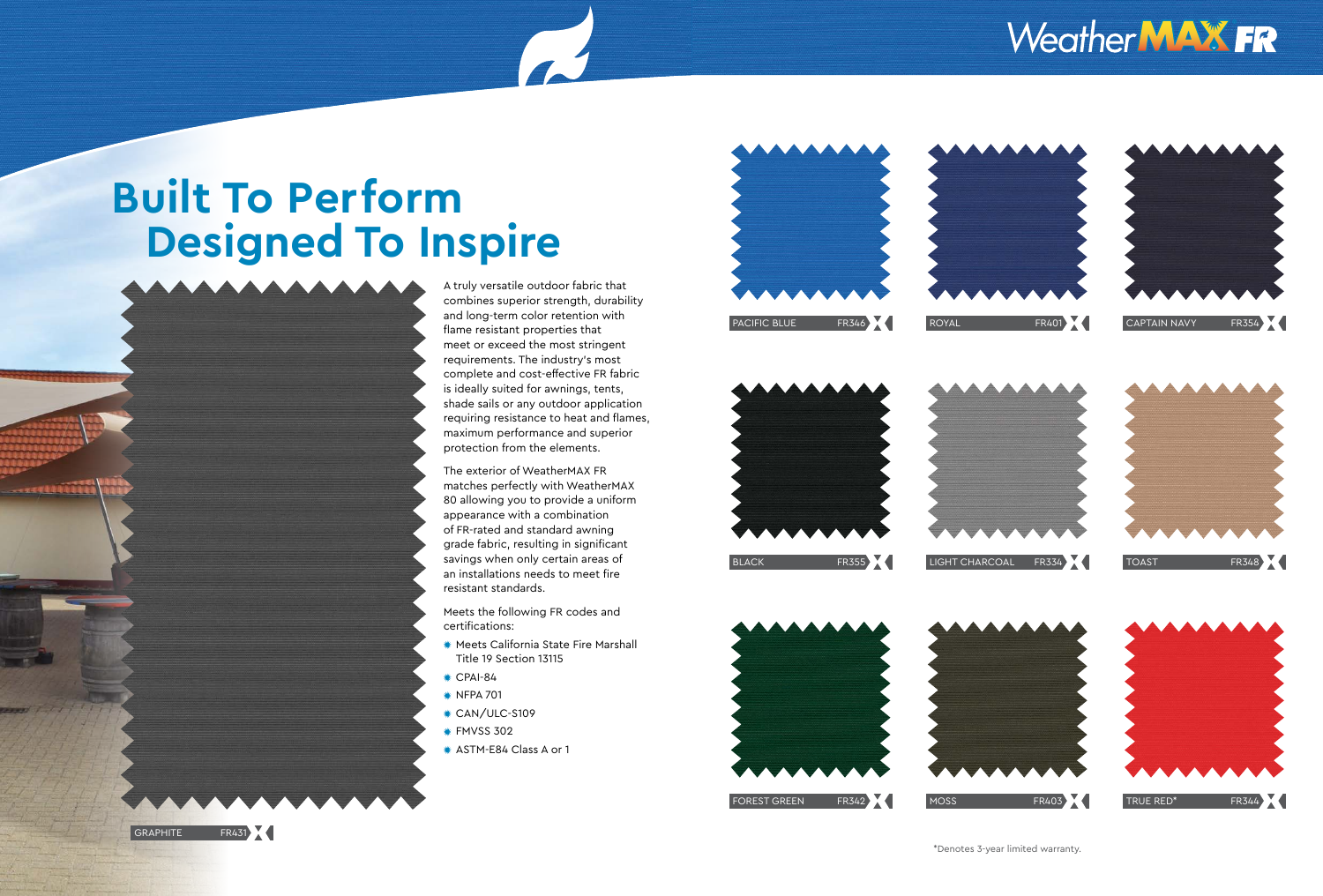# Built To Perform Designed To Inspire

A truly versatile outdoor fabric that combines superior strength, durability and long-term color retention with flame resistant properties that meet or exceed the most stringent requirements. The industry's most complete and cost-effective FR fabric is ideally suited for awnings, tents, shade sails or any outdoor application requiring resistance to heat and flames, maximum performance and superior protection from the elements.

The exterior of WeatherMAX FR matches perfectly with WeatherMAX 80 allowing you to provide a uniform appearance with a combination of FR-rated and standard awning grade fabric, resulting in significant savings when only certain areas of an installations needs to meet fire resistant standards.

Meets the following FR codes and certifications:

- Meets California State Fire Marshall Title 19 Section 13115
- CPAI-84
- NFPA 701
- CAN/ULC-S109
- FMVSS 302
- ASTM-E84 Class A or 1

GRAPHITE FR431

PACIFIC BLUE FR346

ROYAL FR401

CAPTAIN NAVY FR354

BLACK FR355

LIGHT CHARCOAL FR334

TOAST FR348

FOREST GREEN FR342

MOSS FR403

TRUE RED* FR344

*Denotes 3-year limited warranty.